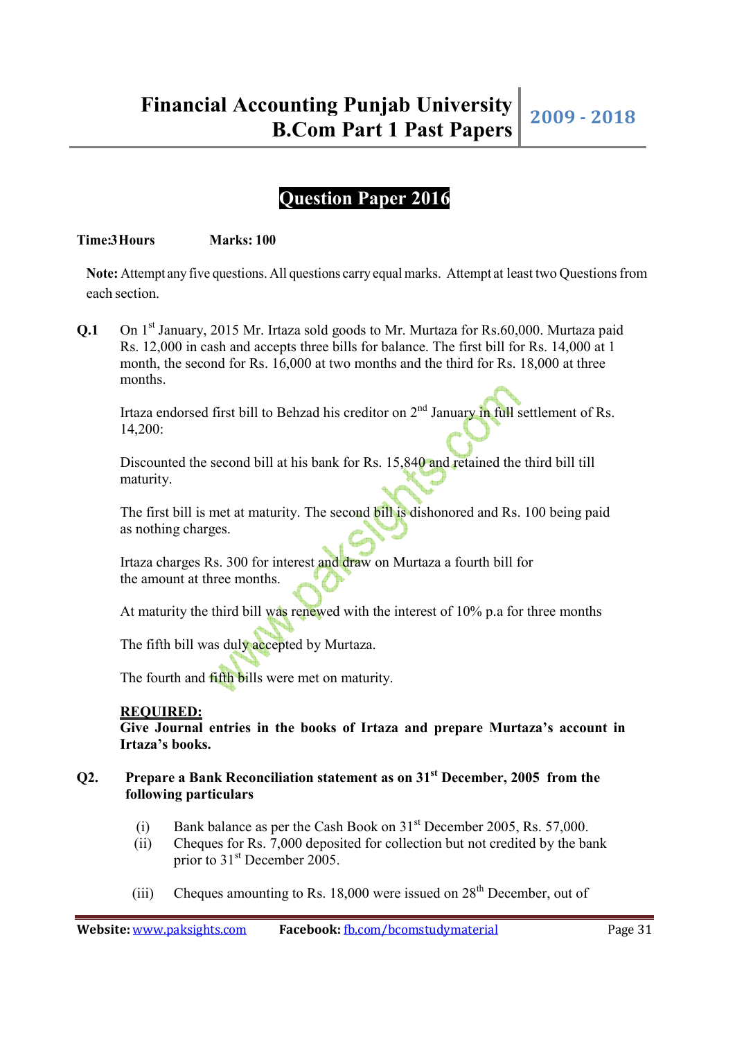# Question Paper 2016

**Time:3Hours** **Marks: 100**

**Note:** Attempt any five questions. All questions carry equal marks. Attempt at least two Questions from each section.

**Q.1** On 1st January, 2015 Mr. Irtaza sold goods to Mr. Murtaza for Rs.60,000. Murtaza paid Rs. 12,000 in cash and accepts three bills for balance. The first bill for Rs. 14,000 at 1 month, the second for Rs. 16,000 at two months and the third for Rs. 18,000 at three months.

Irtaza endorsed first bill to Behzad his creditor on 2nd January in full settlement of Rs. 14,200:

Discounted the second bill at his bank for Rs. 15,840 and retained the third bill till maturity.

The first bill is met at maturity. The second bill is dishonored and Rs. 100 being paid as nothing charges.

Irtaza charges Rs. 300 for interest and draw on Murtaza a fourth bill for the amount at three months.

At maturity the third bill was renewed with the interest of 10% p.a for three months

The fifth bill was duly accepted by Murtaza.

The fourth and fifth bills were met on maturity.

**REQUIRED:**

**Give Journal entries in the books of Irtaza and prepare Murtaza's account in Irtaza's books.**

**Q2. Prepare a Bank Reconciliation statement as on 31st December, 2005 from the following particulars**

(i) Bank balance as per the Cash Book on 31st December 2005, Rs. 57,000.

(ii) Cheques for Rs. 7,000 deposited for collection but not credited by the bank prior to 31st December 2005.

(iii) Cheques amounting to Rs. 18,000 were issued on 28th December, out of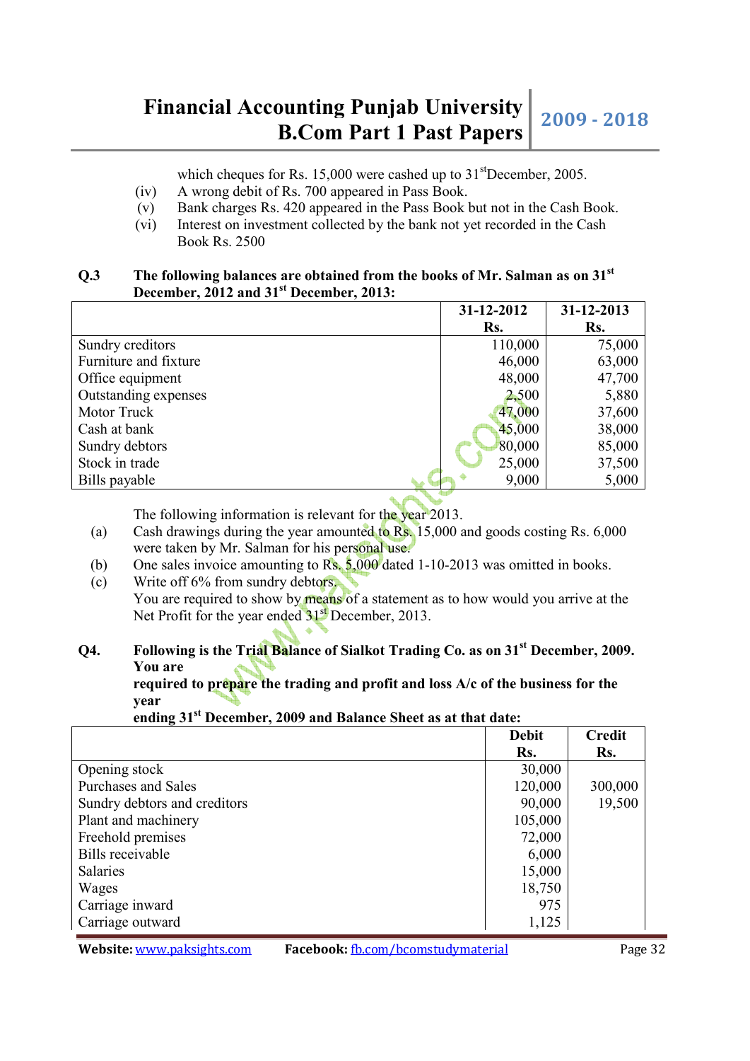which cheques for Rs. 15,000 were cashed up to 31st December, 2005.

(iv) A wrong debit of Rs. 700 appeared in Pass Book.

(v) Bank charges Rs. 420 appeared in the Pass Book but not in the Cash Book.

(vi) Interest on investment collected by the bank not yet recorded in the Cash Book Rs. 2500

**Q.3 The following balances are obtained from the books of Mr. Salman as on 31st December, 2012 and 31st December, 2013:**

| | 31-12-2012 Rs. | 31-12-2013 Rs. |
|---|---|---|
| Sundry creditors | 110,000 | 75,000 |
| Furniture and fixture | 46,000 | 63,000 |
| Office equipment | 48,000 | 47,700 |
| Outstanding expenses | 2,500 | 5,880 |
| Motor Truck | 47,000 | 37,600 |
| Cash at bank | 45,000 | 38,000 |
| Sundry debtors | 80,000 | 85,000 |
| Stock in trade | 25,000 | 37,500 |
| Bills payable | 9,000 | 5,000 |

The following information is relevant for the year 2013.

(a) Cash drawings during the year amounted to Rs. 15,000 and goods costing Rs. 6,000 were taken by Mr. Salman for his personal use.

(b) One sales invoice amounting to Rs. 5,000 dated 1-10-2013 was omitted in books.

(c) Write off 6% from sundry debtors.

You are required to show by means of a statement as to how would you arrive at the Net Profit for the year ended 31st December, 2013.

**Q4. Following is the Trial Balance of Sialkot Trading Co. as on 31st December, 2009. You are required to prepare the trading and profit and loss A/c of the business for the year ending 31st December, 2009 and Balance Sheet as at that date:**

| | Debit Rs. | Credit Rs. |
|---|---|---|
| Opening stock | 30,000 | |
| Purchases and Sales | 120,000 | 300,000 |
| Sundry debtors and creditors | 90,000 | 19,500 |
| Plant and machinery | 105,000 | |
| Freehold premises | 72,000 | |
| Bills receivable | 6,000 | |
| Salaries | 15,000 | |
| Wages | 18,750 | |
| Carriage inward | 975 | |
| Carriage outward | 1,125 | |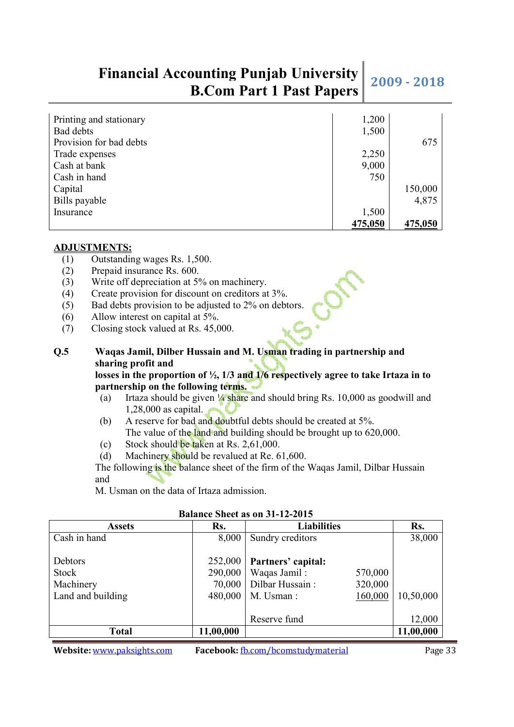| | | |
|---|---|---|
| Printing and stationary | 1,200 | |
| Bad debts | 1,500 | |
| Provision for bad debts | | 675 |
| Trade expenses | 2,250 | |
| Cash at bank | 9,000 | |
| Cash in hand | 750 | |
| Capital | | 150,000 |
| Bills payable | | 4,875 |
| Insurance | 1,500 | |
| | **475,050** | **475,050** |

**ADJUSTMENTS:**

1. Outstanding wages Rs. 1,500.
2. Prepaid insurance Rs. 600.
3. Write off depreciation at 5% on machinery.
4. Create provision for discount on creditors at 3%.
5. Bad debts provision to be adjusted to 2% on debtors.
6. Allow interest on capital at 5%.
7. Closing stock valued at Rs. 45,000.

**Q.5** **Waqas Jamil, Dilber Hussain and M. Usman trading in partnership and sharing profit and losses in the proportion of ½, 1/3 and 1/6 respectively agree to take Irtaza in to partnership on the following terms.**

(a) Irtaza should be given ¼ share and should bring Rs. 10,000 as goodwill and 1,28,000 as capital.

(b) A reserve for bad and doubtful debts should be created at 5%. The value of the land and building should be brought up to 620,000.

(c) Stock should be taken at Rs. 2,61,000.

(d) Machinery should be revalued at Re. 61,600.

The following is the balance sheet of the firm of the Waqas Jamil, Dilbar Hussain and M. Usman on the data of Irtaza admission.

**Balance Sheet as on 31-12-2015**

| Assets | Rs. | Liabilities | | Rs. |
|---|---|---|---|---|
| Cash in hand | 8,000 | Sundry creditors | | 38,000 |
| Debtors | 252,000 | **Partners' capital:** | | |
| Stock | 290,000 | Waqas Jamil : | 570,000 | |
| Machinery | 70,000 | Dilbar Hussain : | 320,000 | |
| Land and building | 480,000 | M. Usman : | 160,000 | 10,50,000 |
| | | Reserve fund | | 12,000 |
| **Total** | **11,00,000** | | | **11,00,000** |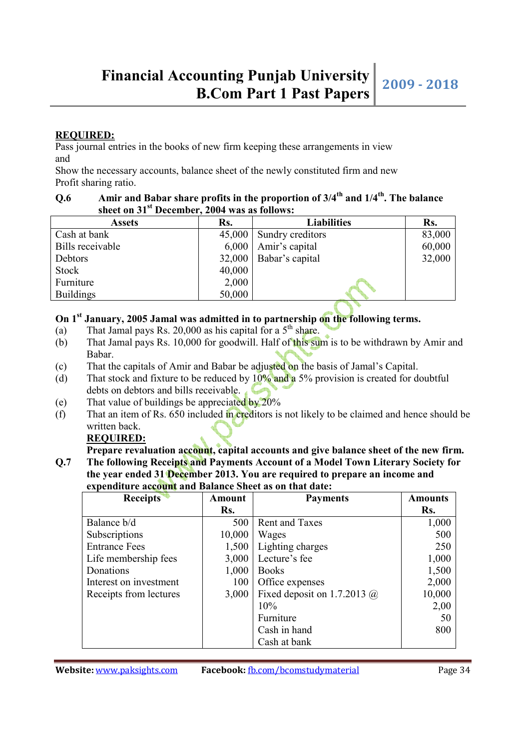**REQUIRED:**

Pass journal entries in the books of new firm keeping these arrangements in view and

Show the necessary accounts, balance sheet of the newly constituted firm and new Profit sharing ratio.

**Q.6 Amir and Babar share profits in the proportion of 3/4th and 1/4th. The balance sheet on 31st December, 2004 was as follows:**

| Assets | Rs. | Liabilities | Rs. |
|---|---|---|---|
| Cash at bank | 45,000 | Sundry creditors | 83,000 |
| Bills receivable | 6,000 | Amir's capital | 60,000 |
| Debtors | 32,000 | Babar's capital | 32,000 |
| Stock | 40,000 | | |
| Furniture | 2,000 | | |
| Buildings | 50,000 | | |

**On 1st January, 2005 Jamal was admitted in to partnership on the following terms.**

(a) That Jamal pays Rs. 20,000 as his capital for a 5th share.

(b) That Jamal pays Rs. 10,000 for goodwill. Half of this sum is to be withdrawn by Amir and Babar.

(c) That the capitals of Amir and Babar be adjusted on the basis of Jamal's Capital.

(d) That stock and fixture to be reduced by 10% and a 5% provision is created for doubtful debts on debtors and bills receivable.

(e) That value of buildings be appreciated by 20%

(f) That an item of Rs. 650 included in creditors is not likely to be claimed and hence should be written back.

**REQUIRED:**

**Prepare revaluation account, capital accounts and give balance sheet of the new firm.**

**Q.7 The following Receipts and Payments Account of a Model Town Literary Society for the year ended 31 December 2013. You are required to prepare an income and expenditure account and Balance Sheet as on that date:**

| Receipts | Amount Rs. | Payments | Amounts Rs. |
|---|---|---|---|
| Balance b/d | 500 | Rent and Taxes | 1,000 |
| Subscriptions | 10,000 | Wages | 500 |
| Entrance Fees | 1,500 | Lighting charges | 250 |
| Life membership fees | 3,000 | Lecture's fee | 1,000 |
| Donations | 1,000 | Books | 1,500 |
| Interest on investment | 100 | Office expenses | 2,000 |
| Receipts from lectures | 3,000 | Fixed deposit on 1.7.2013 @ | 10,000 |
| | | 10% | 2,00 |
| | | Furniture | 50 |
| | | Cash in hand | 800 |
| | | Cash at bank | |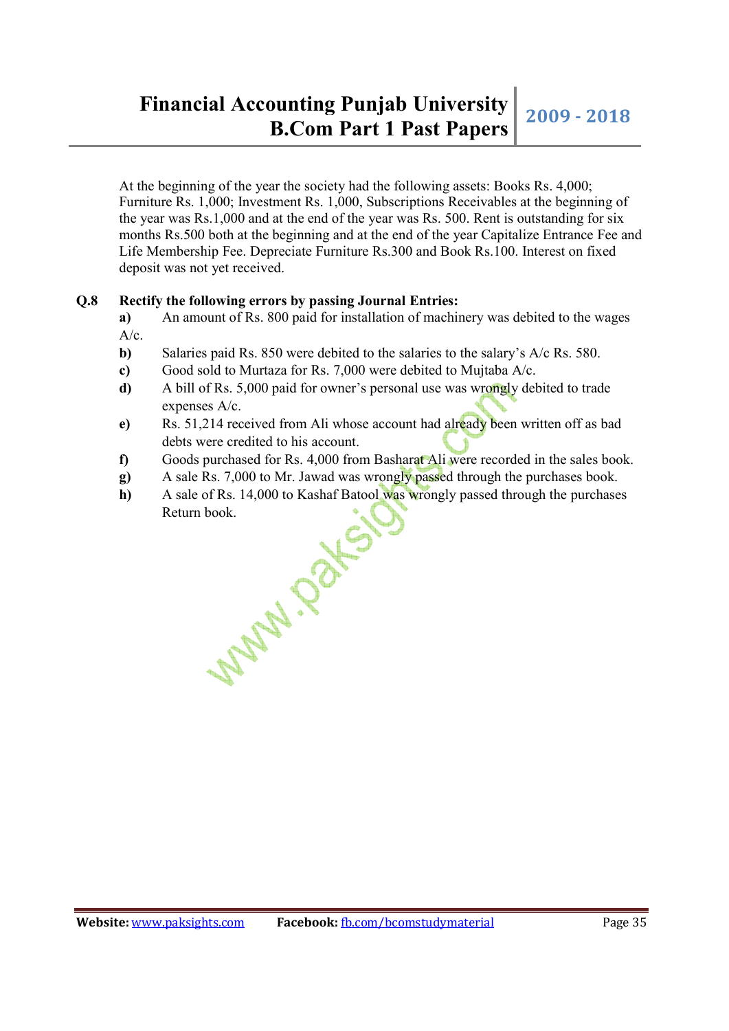At the beginning of the year the society had the following assets: Books Rs. 4,000; Furniture Rs. 1,000; Investment Rs. 1,000, Subscriptions Receivables at the beginning of the year was Rs.1,000 and at the end of the year was Rs. 500. Rent is outstanding for six months Rs.500 both at the beginning and at the end of the year Capitalize Entrance Fee and Life Membership Fee. Depreciate Furniture Rs.300 and Book Rs.100. Interest on fixed deposit was not yet received.

**Q.8 Rectify the following errors by passing Journal Entries:**

**a)** An amount of Rs. 800 paid for installation of machinery was debited to the wages A/c.

**b)** Salaries paid Rs. 850 were debited to the salaries to the salary's A/c Rs. 580.

**c)** Good sold to Murtaza for Rs. 7,000 were debited to Mujtaba A/c.

**d)** A bill of Rs. 5,000 paid for owner's personal use was wrongly debited to trade expenses A/c.

**e)** Rs. 51,214 received from Ali whose account had already been written off as bad debts were credited to his account.

**f)** Goods purchased for Rs. 4,000 from Basharat Ali were recorded in the sales book.

**g)** A sale Rs. 7,000 to Mr. Jawad was wrongly passed through the purchases book.

**h)** A sale of Rs. 14,000 to Kashaf Batool was wrongly passed through the purchases Return book.